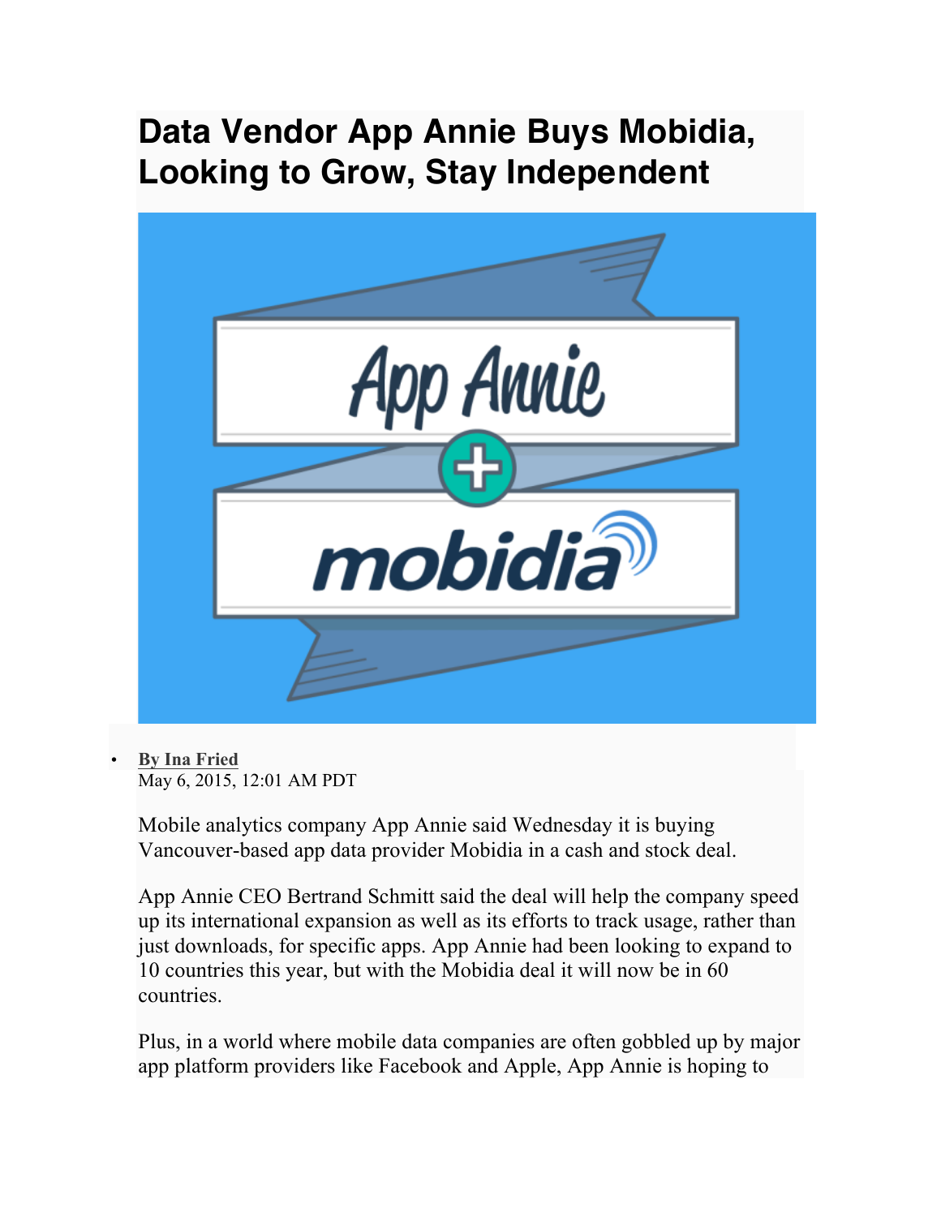# Data Vendor App Annie Buys Mobidia, Looking to Grow, Stay Independent

- **By Ina Fried**
  May 6, 2015, 12:01 AM PDT

Mobile analytics company App Annie said Wednesday it is buying Vancouver-based app data provider Mobidia in a cash and stock deal.

App Annie CEO Bertrand Schmitt said the deal will help the company speed up its international expansion as well as its efforts to track usage, rather than just downloads, for specific apps. App Annie had been looking to expand to 10 countries this year, but with the Mobidia deal it will now be in 60 countries.

Plus, in a world where mobile data companies are often gobbled up by major app platform providers like Facebook and Apple, App Annie is hoping to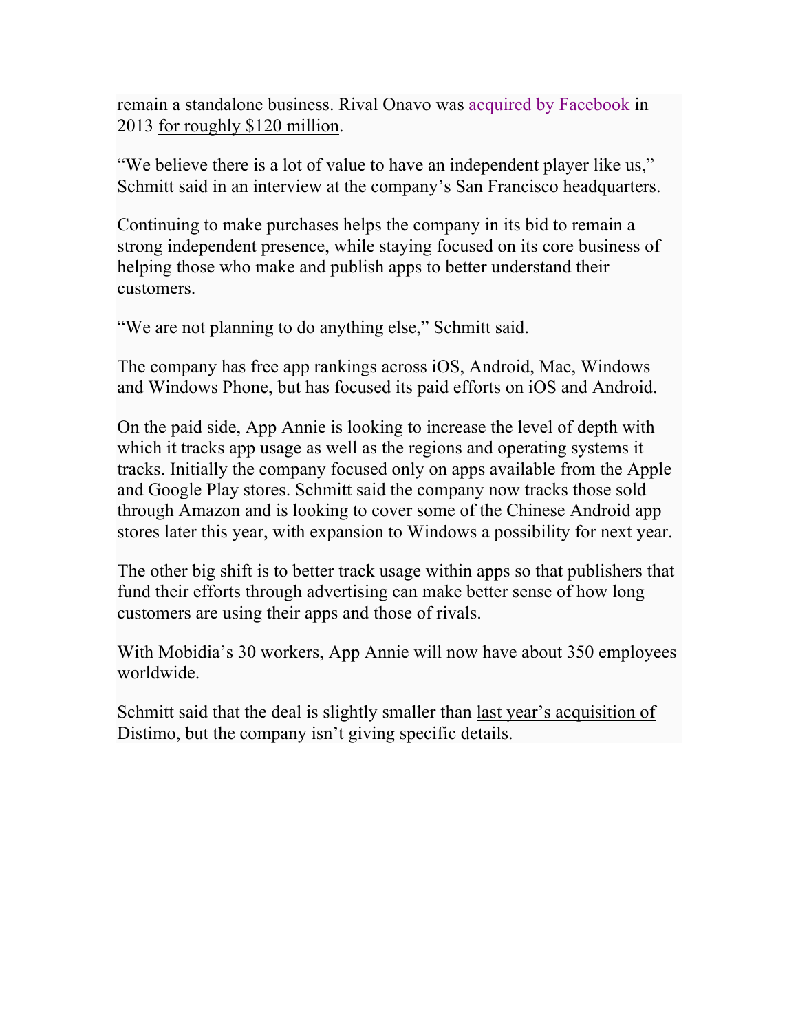remain a standalone business. Rival Onavo was acquired by Facebook in 2013 for roughly $120 million.

"We believe there is a lot of value to have an independent player like us," Schmitt said in an interview at the company's San Francisco headquarters.

Continuing to make purchases helps the company in its bid to remain a strong independent presence, while staying focused on its core business of helping those who make and publish apps to better understand their customers.

"We are not planning to do anything else," Schmitt said.

The company has free app rankings across iOS, Android, Mac, Windows and Windows Phone, but has focused its paid efforts on iOS and Android.

On the paid side, App Annie is looking to increase the level of depth with which it tracks app usage as well as the regions and operating systems it tracks. Initially the company focused only on apps available from the Apple and Google Play stores. Schmitt said the company now tracks those sold through Amazon and is looking to cover some of the Chinese Android app stores later this year, with expansion to Windows a possibility for next year.

The other big shift is to better track usage within apps so that publishers that fund their efforts through advertising can make better sense of how long customers are using their apps and those of rivals.

With Mobidia's 30 workers, App Annie will now have about 350 employees worldwide.

Schmitt said that the deal is slightly smaller than last year's acquisition of Distimo, but the company isn't giving specific details.